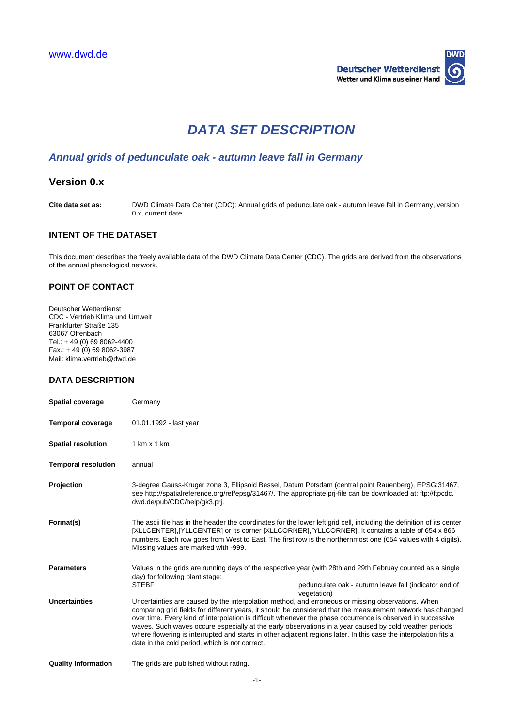www.dwd.de

Deutscher Wetterdienst
Wetter und Klima aus einer Hand

# DATA SET DESCRIPTION

## *Annual grids of pedunculate oak - autumn leave fall in Germany*

## Version 0.x

**Cite data set as:** DWD Climate Data Center (CDC): Annual grids of pedunculate oak - autumn leave fall in Germany, version 0.x, current date.

### INTENT OF THE DATASET

This document describes the freely available data of the DWD Climate Data Center (CDC). The grids are derived from the observations of the annual phenological network.

### POINT OF CONTACT

Deutscher Wetterdienst
CDC - Vertrieb Klima und Umwelt
Frankfurter Straße 135
63067 Offenbach
Tel.: + 49 (0) 69 8062-4400
Fax.: + 49 (0) 69 8062-3987
Mail: klima.vertrieb@dwd.de

### DATA DESCRIPTION

**Spatial coverage** Germany

**Temporal coverage** 01.01.1992 - last year

**Spatial resolution** 1 km x 1 km

**Temporal resolution** annual

**Projection** 3-degree Gauss-Kruger zone 3, Ellipsoid Bessel, Datum Potsdam (central point Rauenberg), EPSG:31467, see http://spatialreference.org/ref/epsg/31467/. The appropriate prj-file can be downloaded at: ftp://ftpcdc.dwd.de/pub/CDC/help/gk3.prj.

**Format(s)** The ascii file has in the header the coordinates for the lower left grid cell, including the definition of its center [XLLCENTER],[YLLCENTER] or its corner [XLLCORNER],[YLLCORNER]. It contains a table of 654 x 866 numbers. Each row goes from West to East. The first row is the northernmost one (654 values with 4 digits). Missing values are marked with -999.

**Parameters** Values in the grids are running days of the respective year (with 28th and 29th Februay counted as a single day) for following plant stage:

| | |
|---|---|
| STEBF | pedunculate oak - autumn leave fall (indicator end of vegetation) |

**Uncertainties** Uncertainties are caused by the interpolation method, and erroneous or missing observations. When comparing grid fields for different years, it should be considered that the measurement network has changed over time. Every kind of interpolation is difficult whenever the phase occurrence is observed in successive waves. Such waves occur especially at the early observations in a year caused by cold weather periods where flowering is interrupted and starts in other adjacent regions later. In this case the interpolation fits a date in the cold period, which is not correct.

**Quality information** The grids are published without rating.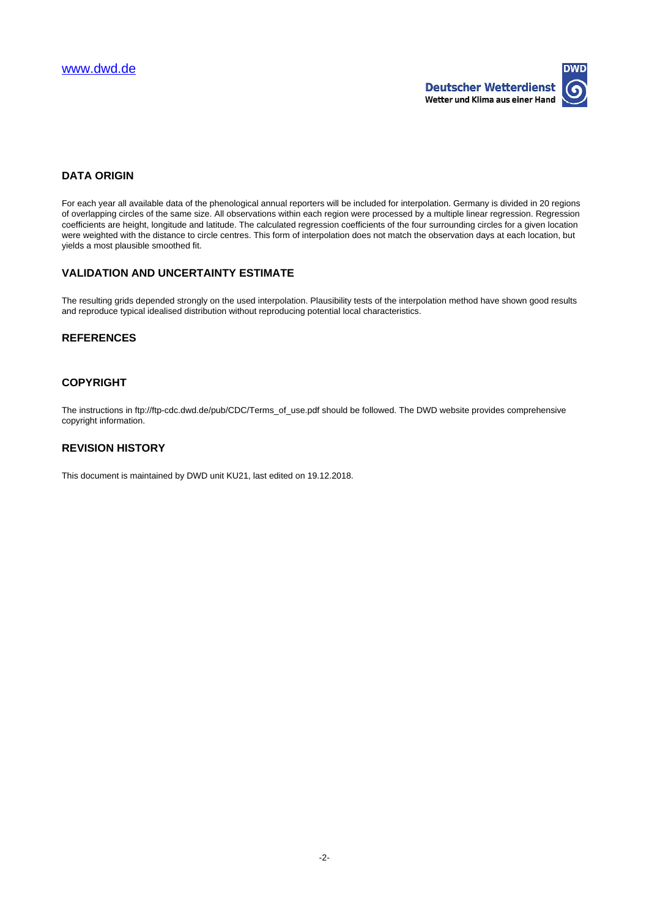## DATA ORIGIN

For each year all available data of the phenological annual reporters will be included for interpolation. Germany is divided in 20 regions of overlapping circles of the same size. All observations within each region were processed by a multiple linear regression. Regression coefficients are height, longitude and latitude. The calculated regression coefficients of the four surrounding circles for a given location were weighted with the distance to circle centres. This form of interpolation does not match the observation days at each location, but yields a most plausible smoothed fit.

## VALIDATION AND UNCERTAINTY ESTIMATE

The resulting grids depended strongly on the used interpolation. Plausibility tests of the interpolation method have shown good results and reproduce typical idealised distribution without reproducing potential local characteristics.

## REFERENCES

## COPYRIGHT

The instructions in ftp://ftp-cdc.dwd.de/pub/CDC/Terms_of_use.pdf should be followed. The DWD website provides comprehensive copyright information.

## REVISION HISTORY

This document is maintained by DWD unit KU21, last edited on 19.12.2018.